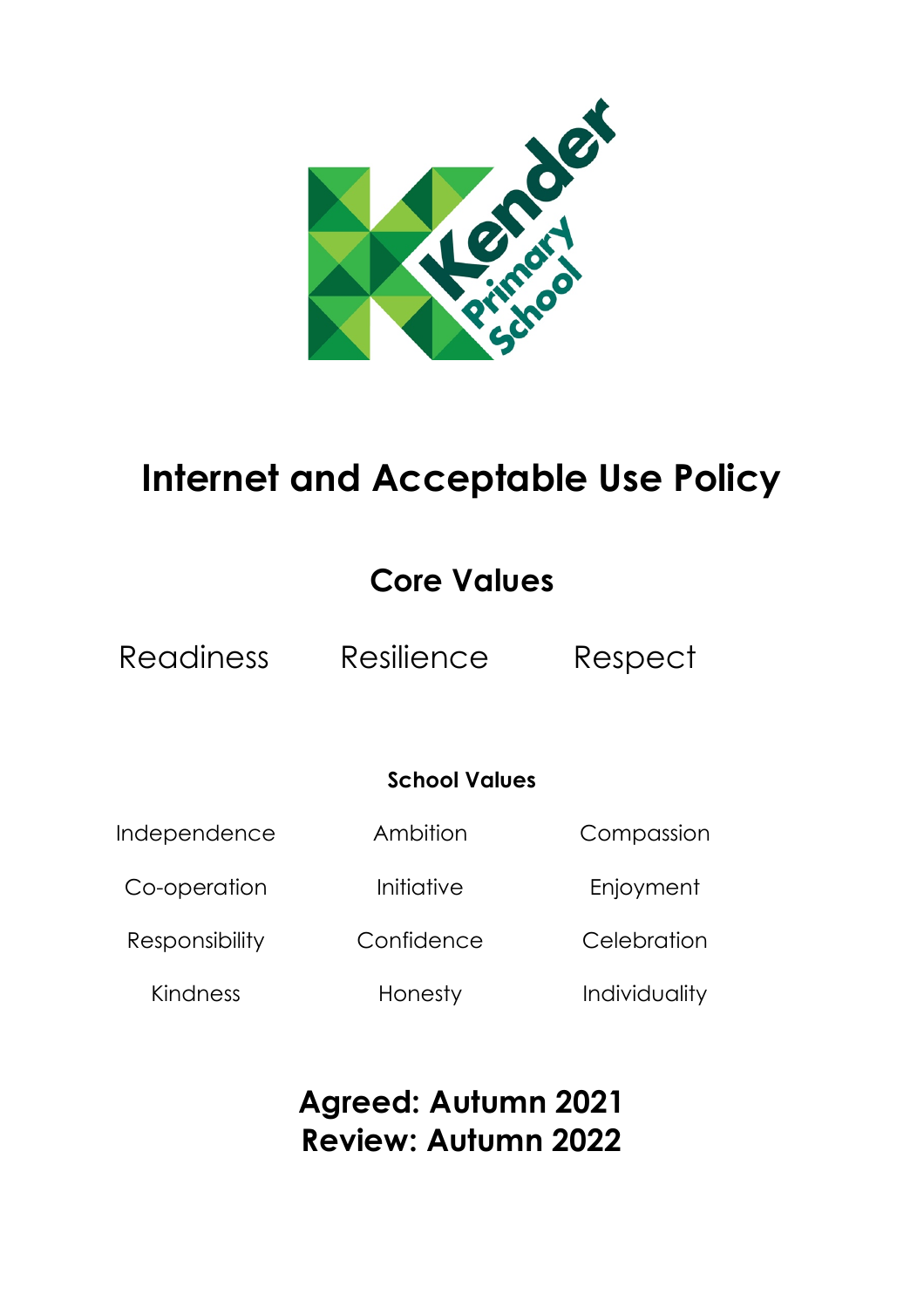# Internet and Acceptable Use Policy

## Core Values

Readiness Resilience Respect

### School Values

| | | |
|---|---|---|
| Independence | Ambition | Compassion |
| Co-operation | Initiative | Enjoyment |
| Responsibility | Confidence | Celebration |
| Kindness | Honesty | Individuality |

**Agreed: Autumn 2021**
**Review: Autumn 2022**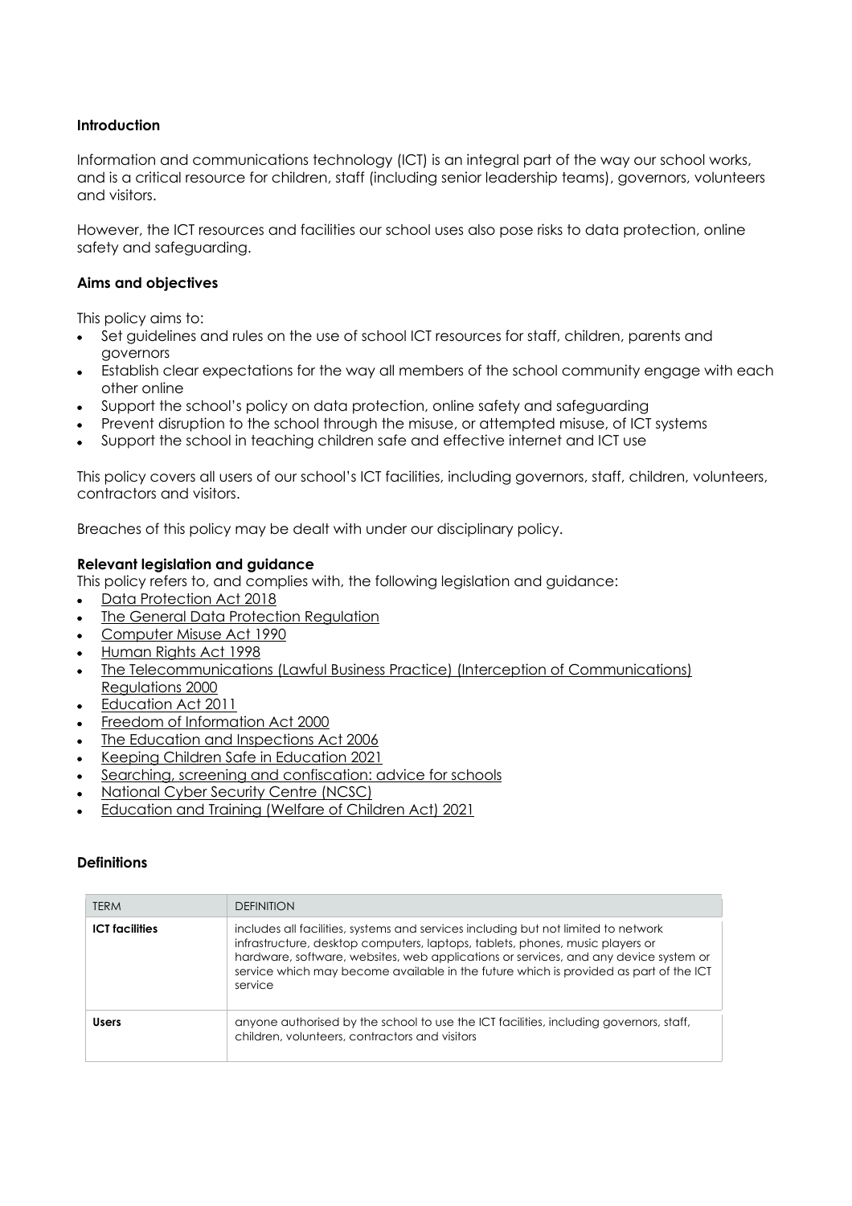## Introduction

Information and communications technology (ICT) is an integral part of the way our school works, and is a critical resource for children, staff (including senior leadership teams), governors, volunteers and visitors.

However, the ICT resources and facilities our school uses also pose risks to data protection, online safety and safeguarding.

## Aims and objectives

This policy aims to:

- Set guidelines and rules on the use of school ICT resources for staff, children, parents and governors
- Establish clear expectations for the way all members of the school community engage with each other online
- Support the school's policy on data protection, online safety and safeguarding
- Prevent disruption to the school through the misuse, or attempted misuse, of ICT systems
- Support the school in teaching children safe and effective internet and ICT use

This policy covers all users of our school's ICT facilities, including governors, staff, children, volunteers, contractors and visitors.

Breaches of this policy may be dealt with under our disciplinary policy.

## Relevant legislation and guidance

This policy refers to, and complies with, the following legislation and guidance:

- Data Protection Act 2018
- The General Data Protection Regulation
- Computer Misuse Act 1990
- Human Rights Act 1998
- The Telecommunications (Lawful Business Practice) (Interception of Communications) Regulations 2000
- Education Act 2011
- Freedom of Information Act 2000
- The Education and Inspections Act 2006
- Keeping Children Safe in Education 2021
- Searching, screening and confiscation: advice for schools
- National Cyber Security Centre (NCSC)
- Education and Training (Welfare of Children Act) 2021

## Definitions

| TERM | DEFINITION |
|---|---|
| **ICT facilities** | includes all facilities, systems and services including but not limited to network infrastructure, desktop computers, laptops, tablets, phones, music players or hardware, software, websites, web applications or services, and any device system or service which may become available in the future which is provided as part of the ICT service |
| **Users** | anyone authorised by the school to use the ICT facilities, including governors, staff, children, volunteers, contractors and visitors |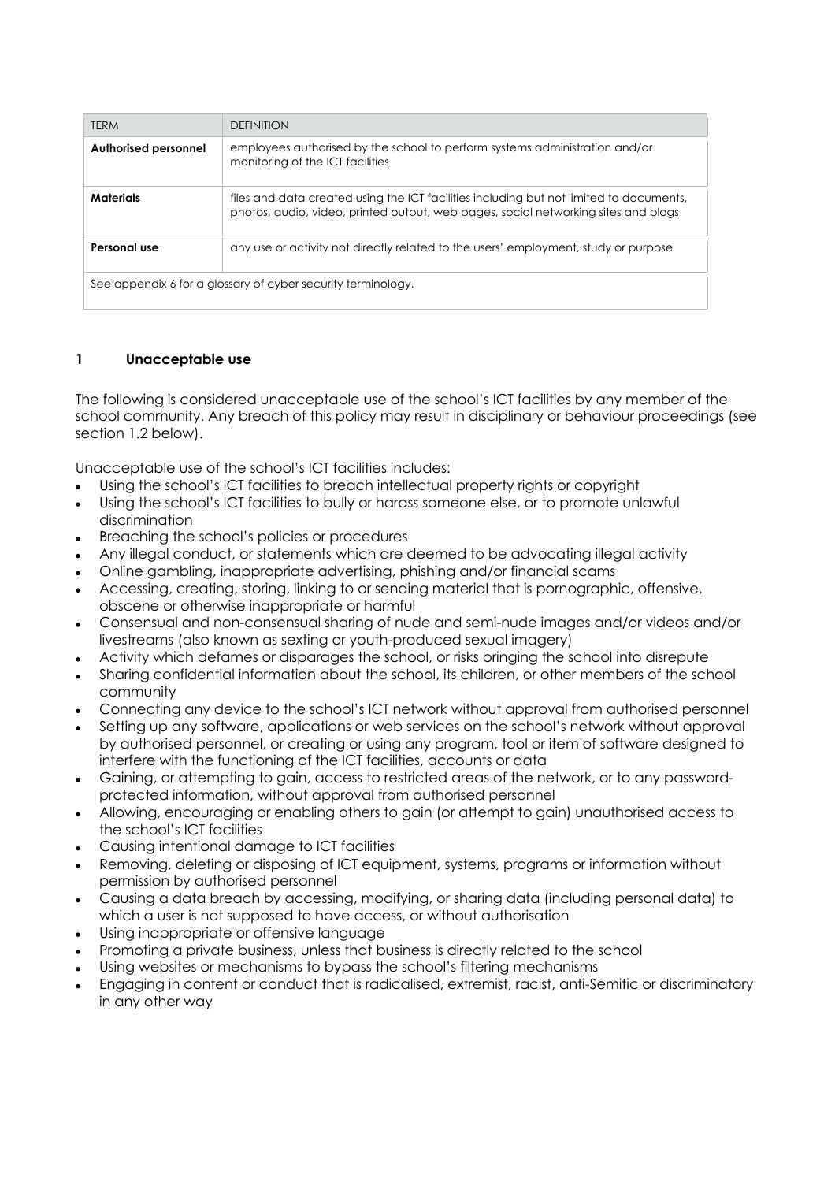| TERM | DEFINITION |
| --- | --- |
| **Authorised personnel** | employees authorised by the school to perform systems administration and/or monitoring of the ICT facilities |
| **Materials** | files and data created using the ICT facilities including but not limited to documents, photos, audio, video, printed output, web pages, social networking sites and blogs |
| **Personal use** | any use or activity not directly related to the users' employment, study or purpose |
| See appendix 6 for a glossary of cyber security terminology. | |

## 1 Unacceptable use

The following is considered unacceptable use of the school's ICT facilities by any member of the school community. Any breach of this policy may result in disciplinary or behaviour proceedings (see section 1.2 below).

Unacceptable use of the school's ICT facilities includes:

- Using the school's ICT facilities to breach intellectual property rights or copyright
- Using the school's ICT facilities to bully or harass someone else, or to promote unlawful discrimination
- Breaching the school's policies or procedures
- Any illegal conduct, or statements which are deemed to be advocating illegal activity
- Online gambling, inappropriate advertising, phishing and/or financial scams
- Accessing, creating, storing, linking to or sending material that is pornographic, offensive, obscene or otherwise inappropriate or harmful
- Consensual and non-consensual sharing of nude and semi-nude images and/or videos and/or livestreams (also known as sexting or youth-produced sexual imagery)
- Activity which defames or disparages the school, or risks bringing the school into disrepute
- Sharing confidential information about the school, its children, or other members of the school community
- Connecting any device to the school's ICT network without approval from authorised personnel
- Setting up any software, applications or web services on the school's network without approval by authorised personnel, or creating or using any program, tool or item of software designed to interfere with the functioning of the ICT facilities, accounts or data
- Gaining, or attempting to gain, access to restricted areas of the network, or to any password-protected information, without approval from authorised personnel
- Allowing, encouraging or enabling others to gain (or attempt to gain) unauthorised access to the school's ICT facilities
- Causing intentional damage to ICT facilities
- Removing, deleting or disposing of ICT equipment, systems, programs or information without permission by authorised personnel
- Causing a data breach by accessing, modifying, or sharing data (including personal data) to which a user is not supposed to have access, or without authorisation
- Using inappropriate or offensive language
- Promoting a private business, unless that business is directly related to the school
- Using websites or mechanisms to bypass the school's filtering mechanisms
- Engaging in content or conduct that is radicalised, extremist, racist, anti-Semitic or discriminatory in any other way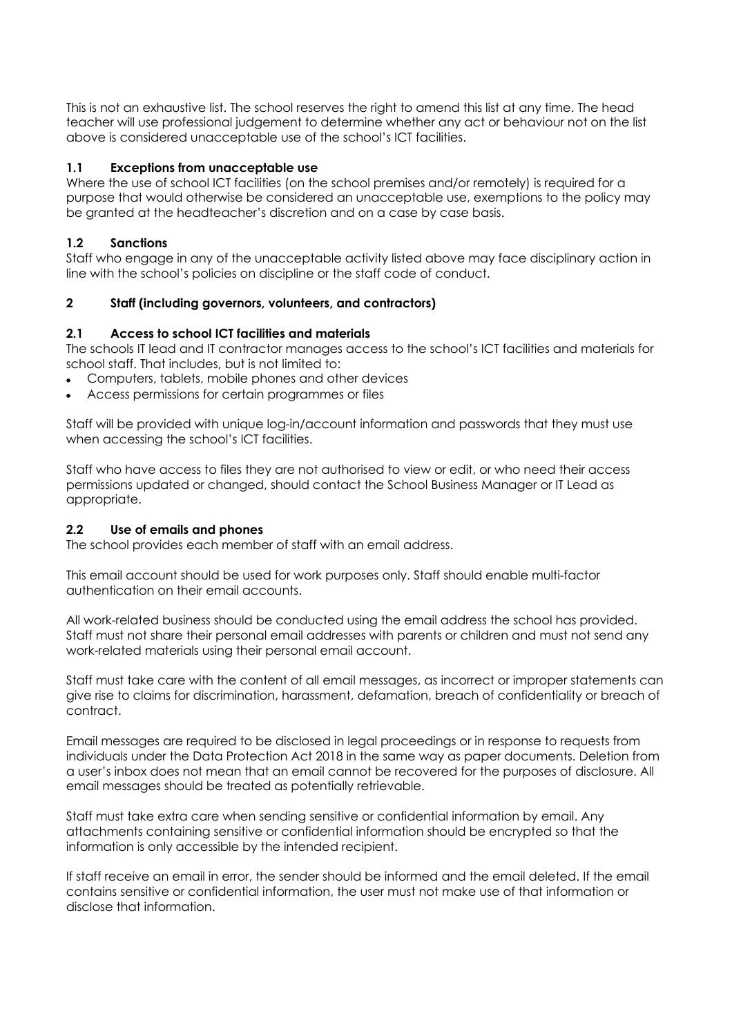This is not an exhaustive list. The school reserves the right to amend this list at any time. The head teacher will use professional judgement to determine whether any act or behaviour not on the list above is considered unacceptable use of the school's ICT facilities.

### 1.1 Exceptions from unacceptable use

Where the use of school ICT facilities (on the school premises and/or remotely) is required for a purpose that would otherwise be considered an unacceptable use, exemptions to the policy may be granted at the headteacher's discretion and on a case by case basis.

### 1.2 Sanctions

Staff who engage in any of the unacceptable activity listed above may face disciplinary action in line with the school's policies on discipline or the staff code of conduct.

## 2 Staff (including governors, volunteers, and contractors)

### 2.1 Access to school ICT facilities and materials

The schools IT lead and IT contractor manages access to the school's ICT facilities and materials for school staff. That includes, but is not limited to:

- Computers, tablets, mobile phones and other devices
- Access permissions for certain programmes or files

Staff will be provided with unique log-in/account information and passwords that they must use when accessing the school's ICT facilities.

Staff who have access to files they are not authorised to view or edit, or who need their access permissions updated or changed, should contact the School Business Manager or IT Lead as appropriate.

### 2.2 Use of emails and phones

The school provides each member of staff with an email address.

This email account should be used for work purposes only. Staff should enable multi-factor authentication on their email accounts.

All work-related business should be conducted using the email address the school has provided. Staff must not share their personal email addresses with parents or children and must not send any work-related materials using their personal email account.

Staff must take care with the content of all email messages, as incorrect or improper statements can give rise to claims for discrimination, harassment, defamation, breach of confidentiality or breach of contract.

Email messages are required to be disclosed in legal proceedings or in response to requests from individuals under the Data Protection Act 2018 in the same way as paper documents. Deletion from a user's inbox does not mean that an email cannot be recovered for the purposes of disclosure. All email messages should be treated as potentially retrievable.

Staff must take extra care when sending sensitive or confidential information by email. Any attachments containing sensitive or confidential information should be encrypted so that the information is only accessible by the intended recipient.

If staff receive an email in error, the sender should be informed and the email deleted. If the email contains sensitive or confidential information, the user must not make use of that information or disclose that information.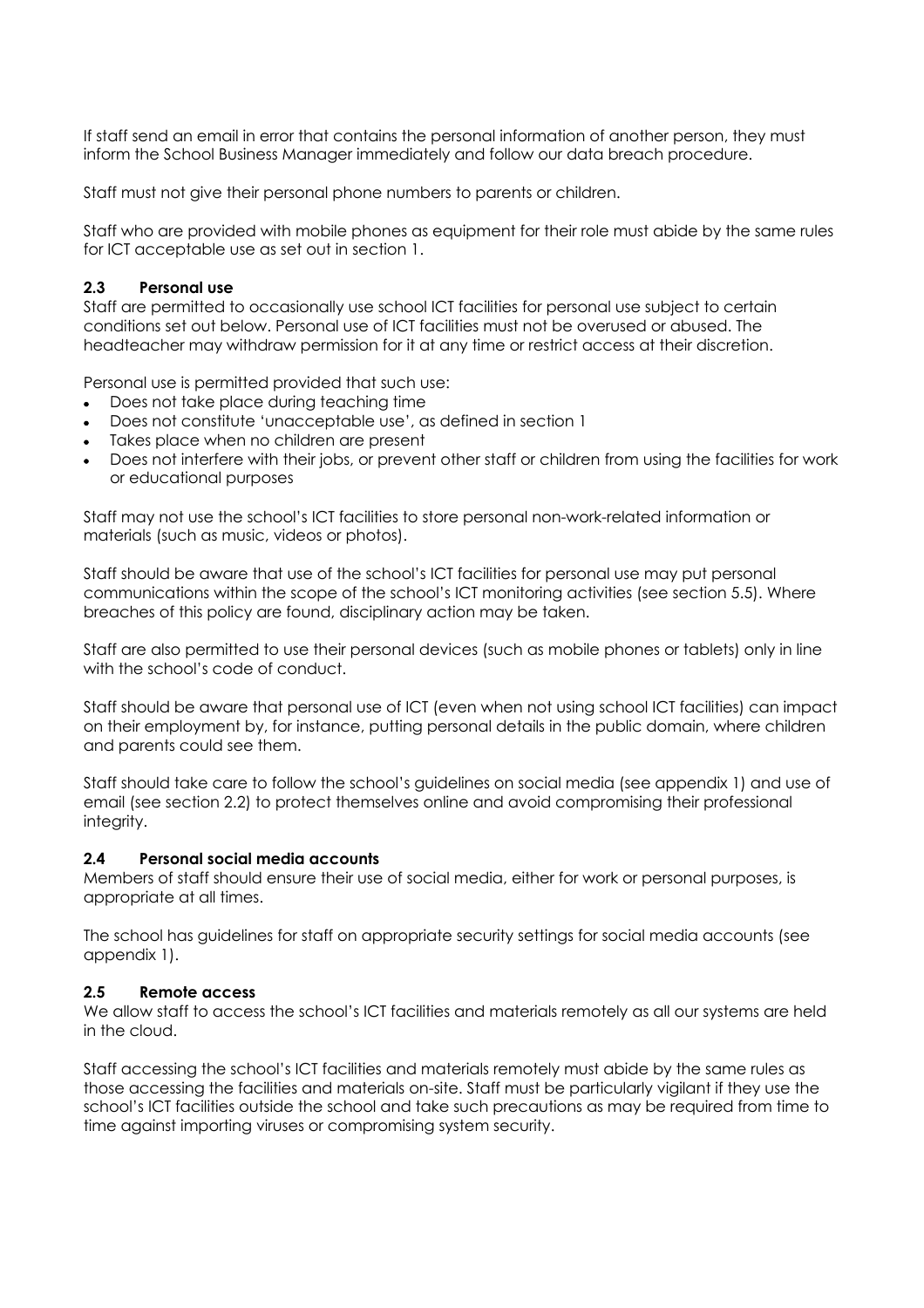If staff send an email in error that contains the personal information of another person, they must inform the School Business Manager immediately and follow our data breach procedure.

Staff must not give their personal phone numbers to parents or children.

Staff who are provided with mobile phones as equipment for their role must abide by the same rules for ICT acceptable use as set out in section 1.

### 2.3 Personal use

Staff are permitted to occasionally use school ICT facilities for personal use subject to certain conditions set out below. Personal use of ICT facilities must not be overused or abused. The headteacher may withdraw permission for it at any time or restrict access at their discretion.

Personal use is permitted provided that such use:

- Does not take place during teaching time
- Does not constitute 'unacceptable use', as defined in section 1
- Takes place when no children are present
- Does not interfere with their jobs, or prevent other staff or children from using the facilities for work or educational purposes

Staff may not use the school's ICT facilities to store personal non-work-related information or materials (such as music, videos or photos).

Staff should be aware that use of the school's ICT facilities for personal use may put personal communications within the scope of the school's ICT monitoring activities (see section 5.5). Where breaches of this policy are found, disciplinary action may be taken.

Staff are also permitted to use their personal devices (such as mobile phones or tablets) only in line with the school's code of conduct.

Staff should be aware that personal use of ICT (even when not using school ICT facilities) can impact on their employment by, for instance, putting personal details in the public domain, where children and parents could see them.

Staff should take care to follow the school's guidelines on social media (see appendix 1) and use of email (see section 2.2) to protect themselves online and avoid compromising their professional integrity.

### 2.4 Personal social media accounts

Members of staff should ensure their use of social media, either for work or personal purposes, is appropriate at all times.

The school has guidelines for staff on appropriate security settings for social media accounts (see appendix 1).

### 2.5 Remote access

We allow staff to access the school's ICT facilities and materials remotely as all our systems are held in the cloud.

Staff accessing the school's ICT facilities and materials remotely must abide by the same rules as those accessing the facilities and materials on-site. Staff must be particularly vigilant if they use the school's ICT facilities outside the school and take such precautions as may be required from time to time against importing viruses or compromising system security.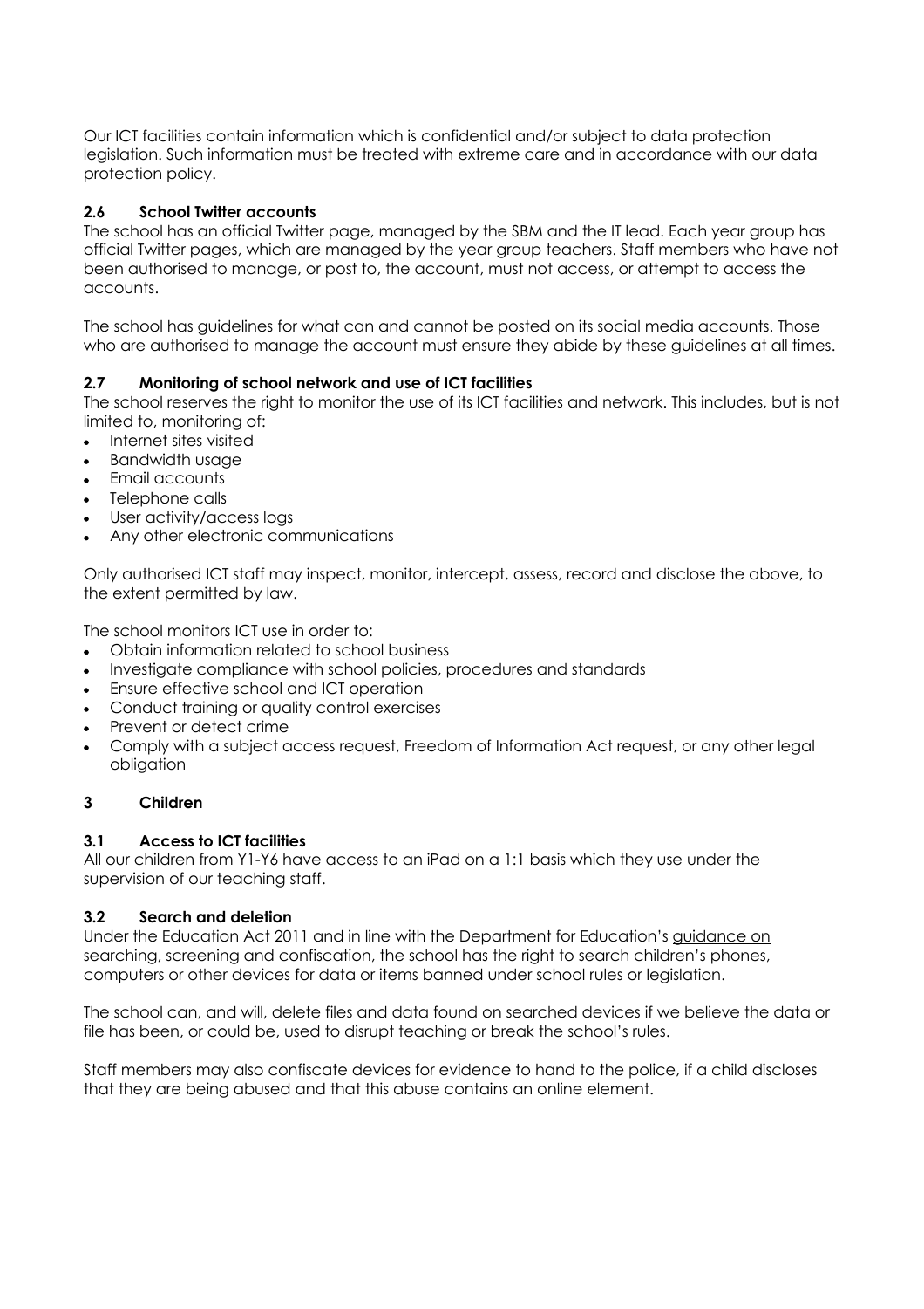Our ICT facilities contain information which is confidential and/or subject to data protection legislation. Such information must be treated with extreme care and in accordance with our data protection policy.

### 2.6 School Twitter accounts

The school has an official Twitter page, managed by the SBM and the IT lead. Each year group has official Twitter pages, which are managed by the year group teachers. Staff members who have not been authorised to manage, or post to, the account, must not access, or attempt to access the accounts.

The school has guidelines for what can and cannot be posted on its social media accounts. Those who are authorised to manage the account must ensure they abide by these guidelines at all times.

### 2.7 Monitoring of school network and use of ICT facilities

The school reserves the right to monitor the use of its ICT facilities and network. This includes, but is not limited to, monitoring of:

- Internet sites visited
- Bandwidth usage
- Email accounts
- Telephone calls
- User activity/access logs
- Any other electronic communications

Only authorised ICT staff may inspect, monitor, intercept, assess, record and disclose the above, to the extent permitted by law.

The school monitors ICT use in order to:

- Obtain information related to school business
- Investigate compliance with school policies, procedures and standards
- Ensure effective school and ICT operation
- Conduct training or quality control exercises
- Prevent or detect crime
- Comply with a subject access request, Freedom of Information Act request, or any other legal obligation

## 3 Children

### 3.1 Access to ICT facilities

All our children from Y1-Y6 have access to an iPad on a 1:1 basis which they use under the supervision of our teaching staff.

### 3.2 Search and deletion

Under the Education Act 2011 and in line with the Department for Education's guidance on searching, screening and confiscation, the school has the right to search children's phones, computers or other devices for data or items banned under school rules or legislation.

The school can, and will, delete files and data found on searched devices if we believe the data or file has been, or could be, used to disrupt teaching or break the school's rules.

Staff members may also confiscate devices for evidence to hand to the police, if a child discloses that they are being abused and that this abuse contains an online element.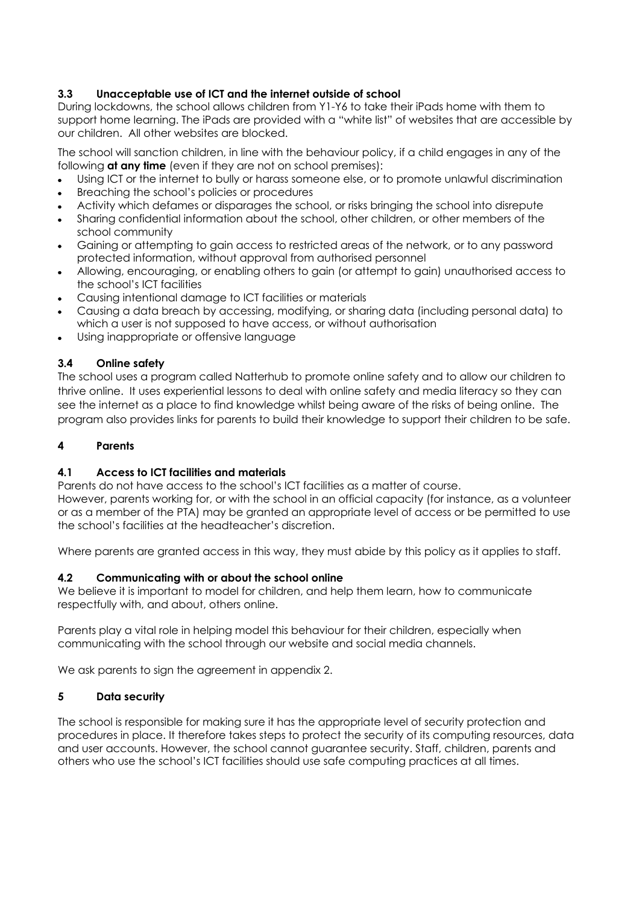### 3.3 Unacceptable use of ICT and the internet outside of school

During lockdowns, the school allows children from Y1-Y6 to take their iPads home with them to support home learning. The iPads are provided with a "white list" of websites that are accessible by our children. All other websites are blocked.

The school will sanction children, in line with the behaviour policy, if a child engages in any of the following **at any time** (even if they are not on school premises):

- Using ICT or the internet to bully or harass someone else, or to promote unlawful discrimination
- Breaching the school's policies or procedures
- Activity which defames or disparages the school, or risks bringing the school into disrepute
- Sharing confidential information about the school, other children, or other members of the school community
- Gaining or attempting to gain access to restricted areas of the network, or to any password protected information, without approval from authorised personnel
- Allowing, encouraging, or enabling others to gain (or attempt to gain) unauthorised access to the school's ICT facilities
- Causing intentional damage to ICT facilities or materials
- Causing a data breach by accessing, modifying, or sharing data (including personal data) to which a user is not supposed to have access, or without authorisation
- Using inappropriate or offensive language

### 3.4 Online safety

The school uses a program called Natterhub to promote online safety and to allow our children to thrive online. It uses experiential lessons to deal with online safety and media literacy so they can see the internet as a place to find knowledge whilst being aware of the risks of being online. The program also provides links for parents to build their knowledge to support their children to be safe.

## 4 Parents

### 4.1 Access to ICT facilities and materials

Parents do not have access to the school's ICT facilities as a matter of course.
However, parents working for, or with the school in an official capacity (for instance, as a volunteer or as a member of the PTA) may be granted an appropriate level of access or be permitted to use the school's facilities at the headteacher's discretion.

Where parents are granted access in this way, they must abide by this policy as it applies to staff.

### 4.2 Communicating with or about the school online

We believe it is important to model for children, and help them learn, how to communicate respectfully with, and about, others online.

Parents play a vital role in helping model this behaviour for their children, especially when communicating with the school through our website and social media channels.

We ask parents to sign the agreement in appendix 2.

## 5 Data security

The school is responsible for making sure it has the appropriate level of security protection and procedures in place. It therefore takes steps to protect the security of its computing resources, data and user accounts. However, the school cannot guarantee security. Staff, children, parents and others who use the school's ICT facilities should use safe computing practices at all times.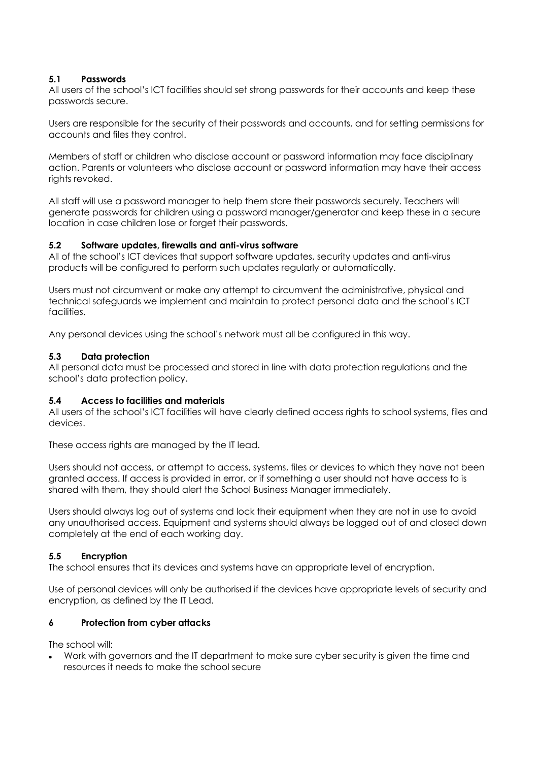### 5.1 Passwords

All users of the school's ICT facilities should set strong passwords for their accounts and keep these passwords secure.

Users are responsible for the security of their passwords and accounts, and for setting permissions for accounts and files they control.

Members of staff or children who disclose account or password information may face disciplinary action. Parents or volunteers who disclose account or password information may have their access rights revoked.

All staff will use a password manager to help them store their passwords securely. Teachers will generate passwords for children using a password manager/generator and keep these in a secure location in case children lose or forget their passwords.

### 5.2 Software updates, firewalls and anti-virus software

All of the school's ICT devices that support software updates, security updates and anti-virus products will be configured to perform such updates regularly or automatically.

Users must not circumvent or make any attempt to circumvent the administrative, physical and technical safeguards we implement and maintain to protect personal data and the school's ICT facilities.

Any personal devices using the school's network must all be configured in this way.

### 5.3 Data protection

All personal data must be processed and stored in line with data protection regulations and the school's data protection policy.

### 5.4 Access to facilities and materials

All users of the school's ICT facilities will have clearly defined access rights to school systems, files and devices.

These access rights are managed by the IT lead.

Users should not access, or attempt to access, systems, files or devices to which they have not been granted access. If access is provided in error, or if something a user should not have access to is shared with them, they should alert the School Business Manager immediately.

Users should always log out of systems and lock their equipment when they are not in use to avoid any unauthorised access. Equipment and systems should always be logged out of and closed down completely at the end of each working day.

### 5.5 Encryption

The school ensures that its devices and systems have an appropriate level of encryption.

Use of personal devices will only be authorised if the devices have appropriate levels of security and encryption, as defined by the IT Lead.

## 6 Protection from cyber attacks

The school will:

- Work with governors and the IT department to make sure cyber security is given the time and resources it needs to make the school secure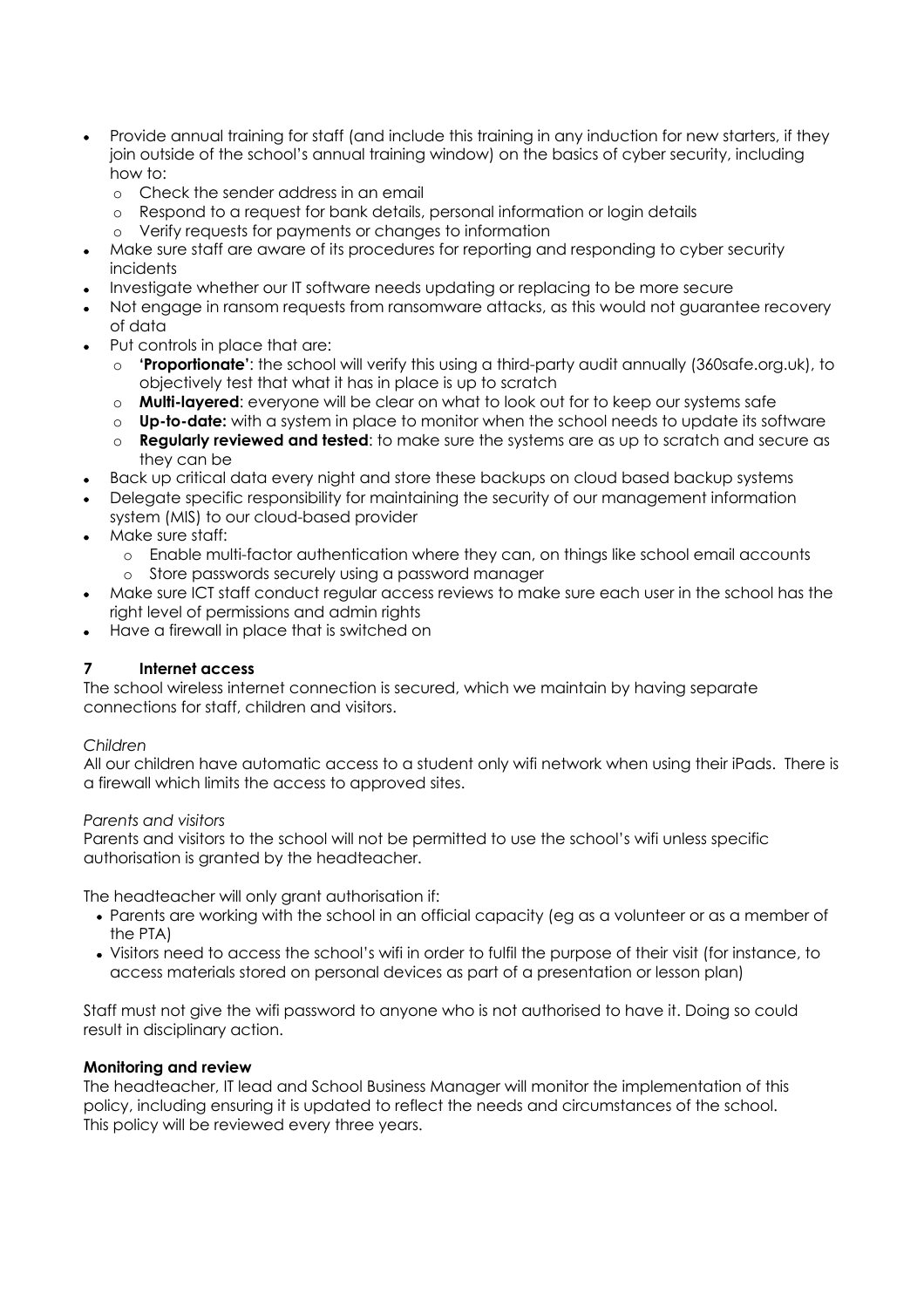- Provide annual training for staff (and include this training in any induction for new starters, if they join outside of the school's annual training window) on the basics of cyber security, including how to:
  - Check the sender address in an email
  - Respond to a request for bank details, personal information or login details
  - Verify requests for payments or changes to information
- Make sure staff are aware of its procedures for reporting and responding to cyber security incidents
- Investigate whether our IT software needs updating or replacing to be more secure
- Not engage in ransom requests from ransomware attacks, as this would not guarantee recovery of data
- Put controls in place that are:
  - **'Proportionate'**: the school will verify this using a third-party audit annually (360safe.org.uk), to objectively test that what it has in place is up to scratch
  - **Multi-layered**: everyone will be clear on what to look out for to keep our systems safe
  - **Up-to-date:** with a system in place to monitor when the school needs to update its software
  - **Regularly reviewed and tested**: to make sure the systems are as up to scratch and secure as they can be
- Back up critical data every night and store these backups on cloud based backup systems
- Delegate specific responsibility for maintaining the security of our management information system (MIS) to our cloud-based provider
- Make sure staff:
  - Enable multi-factor authentication where they can, on things like school email accounts
  - Store passwords securely using a password manager
- Make sure ICT staff conduct regular access reviews to make sure each user in the school has the right level of permissions and admin rights
- Have a firewall in place that is switched on

## 7 Internet access

The school wireless internet connection is secured, which we maintain by having separate connections for staff, children and visitors.

*Children*

All our children have automatic access to a student only wifi network when using their iPads. There is a firewall which limits the access to approved sites.

*Parents and visitors*

Parents and visitors to the school will not be permitted to use the school's wifi unless specific authorisation is granted by the headteacher.

The headteacher will only grant authorisation if:

- Parents are working with the school in an official capacity (eg as a volunteer or as a member of the PTA)
- Visitors need to access the school's wifi in order to fulfil the purpose of their visit (for instance, to access materials stored on personal devices as part of a presentation or lesson plan)

Staff must not give the wifi password to anyone who is not authorised to have it. Doing so could result in disciplinary action.

**Monitoring and review**

The headteacher, IT lead and School Business Manager will monitor the implementation of this policy, including ensuring it is updated to reflect the needs and circumstances of the school. This policy will be reviewed every three years.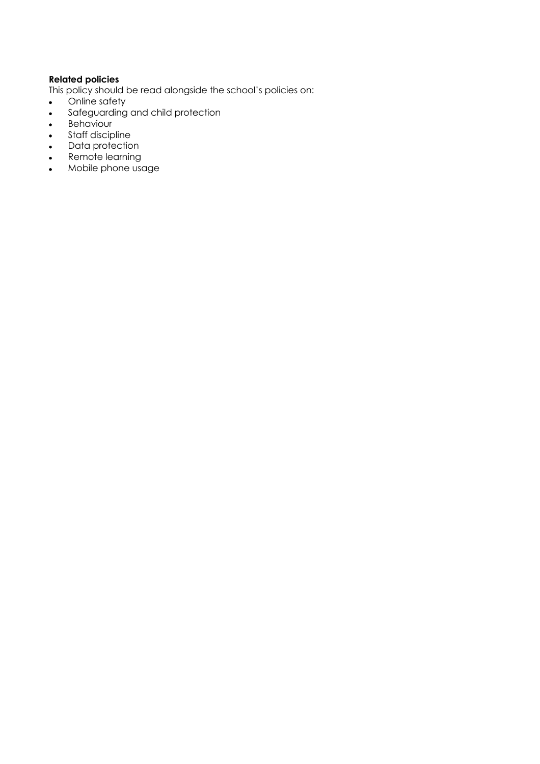**Related policies**

This policy should be read alongside the school's policies on:

- Online safety
- Safeguarding and child protection
- Behaviour
- Staff discipline
- Data protection
- Remote learning
- Mobile phone usage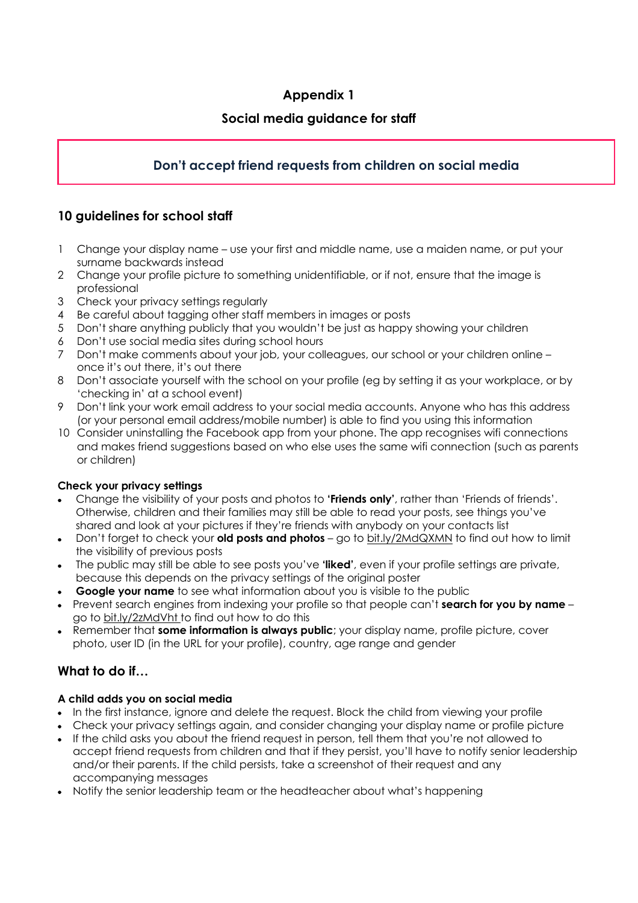# Appendix 1

## Social media guidance for staff

**Don't accept friend requests from children on social media**

## 10 guidelines for school staff

1. Change your display name – use your first and middle name, use a maiden name, or put your surname backwards instead
2. Change your profile picture to something unidentifiable, or if not, ensure that the image is professional
3. Check your privacy settings regularly
4. Be careful about tagging other staff members in images or posts
5. Don't share anything publicly that you wouldn't be just as happy showing your children
6. Don't use social media sites during school hours
7. Don't make comments about your job, your colleagues, our school or your children online – once it's out there, it's out there
8. Don't associate yourself with the school on your profile (eg by setting it as your workplace, or by 'checking in' at a school event)
9. Don't link your work email address to your social media accounts. Anyone who has this address (or your personal email address/mobile number) is able to find you using this information
10. Consider uninstalling the Facebook app from your phone. The app recognises wifi connections and makes friend suggestions based on who else uses the same wifi connection (such as parents or children)

**Check your privacy settings**

- Change the visibility of your posts and photos to **'Friends only'**, rather than 'Friends of friends'. Otherwise, children and their families may still be able to read your posts, see things you've shared and look at your pictures if they're friends with anybody on your contacts list
- Don't forget to check your **old posts and photos** – go to bit.ly/2MdQXMN to find out how to limit the visibility of previous posts
- The public may still be able to see posts you've **'liked'**, even if your profile settings are private, because this depends on the privacy settings of the original poster
- **Google your name** to see what information about you is visible to the public
- Prevent search engines from indexing your profile so that people can't **search for you by name** – go to bit.ly/2zMdVht to find out how to do this
- Remember that **some information is always public**; your display name, profile picture, cover photo, user ID (in the URL for your profile), country, age range and gender

## What to do if…

**A child adds you on social media**

- In the first instance, ignore and delete the request. Block the child from viewing your profile
- Check your privacy settings again, and consider changing your display name or profile picture
- If the child asks you about the friend request in person, tell them that you're not allowed to accept friend requests from children and that if they persist, you'll have to notify senior leadership and/or their parents. If the child persists, take a screenshot of their request and any accompanying messages
- Notify the senior leadership team or the headteacher about what's happening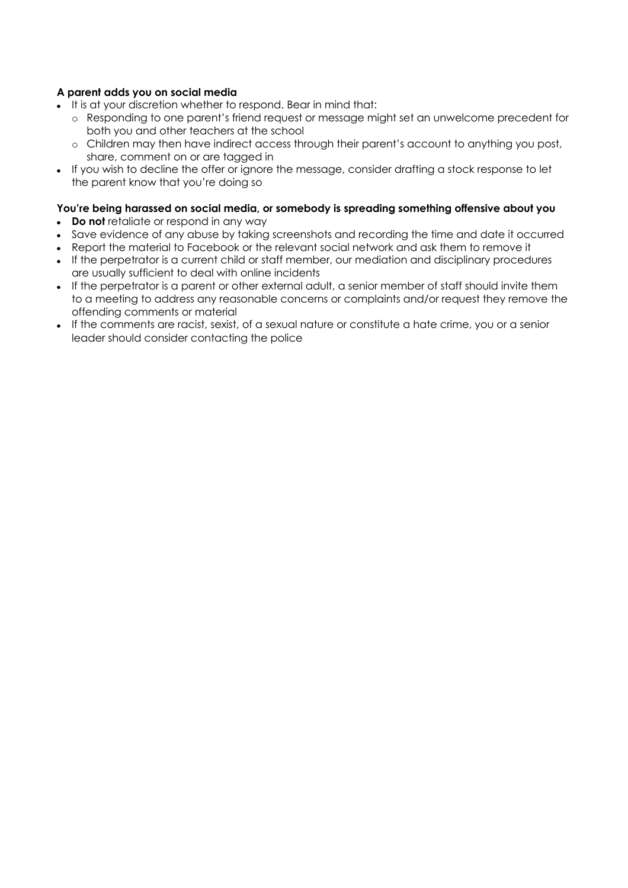**A parent adds you on social media**

- It is at your discretion whether to respond. Bear in mind that:
  - Responding to one parent's friend request or message might set an unwelcome precedent for both you and other teachers at the school
  - Children may then have indirect access through their parent's account to anything you post, share, comment on or are tagged in
- If you wish to decline the offer or ignore the message, consider drafting a stock response to let the parent know that you're doing so

**You're being harassed on social media, or somebody is spreading something offensive about you**

- **Do not** retaliate or respond in any way
- Save evidence of any abuse by taking screenshots and recording the time and date it occurred
- Report the material to Facebook or the relevant social network and ask them to remove it
- If the perpetrator is a current child or staff member, our mediation and disciplinary procedures are usually sufficient to deal with online incidents
- If the perpetrator is a parent or other external adult, a senior member of staff should invite them to a meeting to address any reasonable concerns or complaints and/or request they remove the offending comments or material
- If the comments are racist, sexist, of a sexual nature or constitute a hate crime, you or a senior leader should consider contacting the police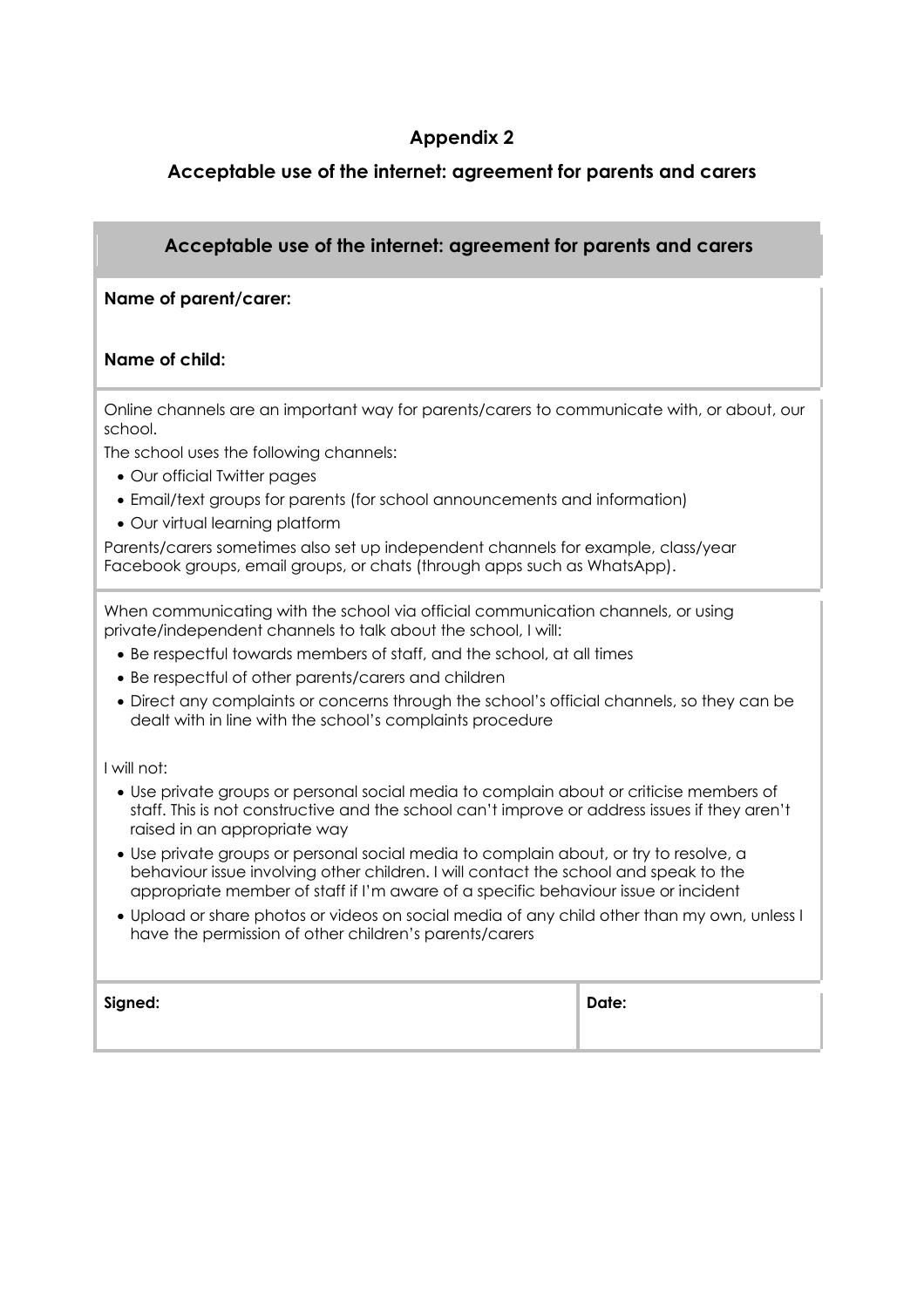## Appendix 2

## Acceptable use of the internet: agreement for parents and carers

### Acceptable use of the internet: agreement for parents and carers

**Name of parent/carer:**

**Name of child:**

Online channels are an important way for parents/carers to communicate with, or about, our school.

The school uses the following channels:

- Our official Twitter pages
- Email/text groups for parents (for school announcements and information)
- Our virtual learning platform

Parents/carers sometimes also set up independent channels for example, class/year Facebook groups, email groups, or chats (through apps such as WhatsApp).

When communicating with the school via official communication channels, or using private/independent channels to talk about the school, I will:

- Be respectful towards members of staff, and the school, at all times
- Be respectful of other parents/carers and children
- Direct any complaints or concerns through the school's official channels, so they can be dealt with in line with the school's complaints procedure

I will not:

- Use private groups or personal social media to complain about or criticise members of staff. This is not constructive and the school can't improve or address issues if they aren't raised in an appropriate way
- Use private groups or personal social media to complain about, or try to resolve, a behaviour issue involving other children. I will contact the school and speak to the appropriate member of staff if I'm aware of a specific behaviour issue or incident
- Upload or share photos or videos on social media of any child other than my own, unless I have the permission of other children's parents/carers

| **Signed:** | **Date:** |
| --- | --- |
| | |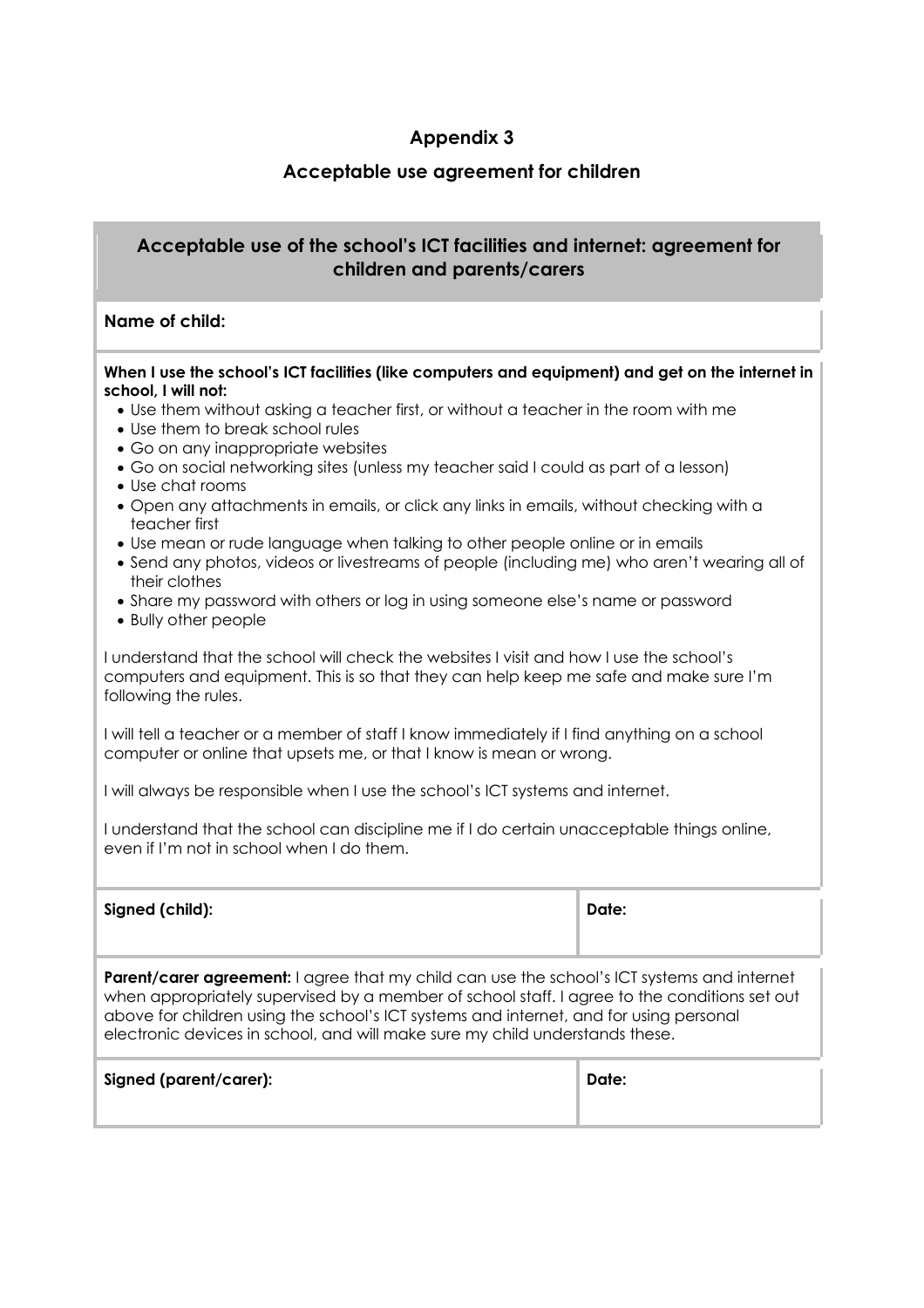## Appendix 3

## Acceptable use agreement for children

### Acceptable use of the school's ICT facilities and internet: agreement for children and parents/carers

**Name of child:**

**When I use the school's ICT facilities (like computers and equipment) and get on the internet in school, I will not:**

- Use them without asking a teacher first, or without a teacher in the room with me
- Use them to break school rules
- Go on any inappropriate websites
- Go on social networking sites (unless my teacher said I could as part of a lesson)
- Use chat rooms
- Open any attachments in emails, or click any links in emails, without checking with a teacher first
- Use mean or rude language when talking to other people online or in emails
- Send any photos, videos or livestreams of people (including me) who aren't wearing all of their clothes
- Share my password with others or log in using someone else's name or password
- Bully other people

I understand that the school will check the websites I visit and how I use the school's computers and equipment. This is so that they can help keep me safe and make sure I'm following the rules.

I will tell a teacher or a member of staff I know immediately if I find anything on a school computer or online that upsets me, or that I know is mean or wrong.

I will always be responsible when I use the school's ICT systems and internet.

I understand that the school can discipline me if I do certain unacceptable things online, even if I'm not in school when I do them.

| **Signed (child):** | **Date:** |
| --- | --- |

**Parent/carer agreement:** I agree that my child can use the school's ICT systems and internet when appropriately supervised by a member of school staff. I agree to the conditions set out above for children using the school's ICT systems and internet, and for using personal electronic devices in school, and will make sure my child understands these.

| **Signed (parent/carer):** | **Date:** |
| --- | --- |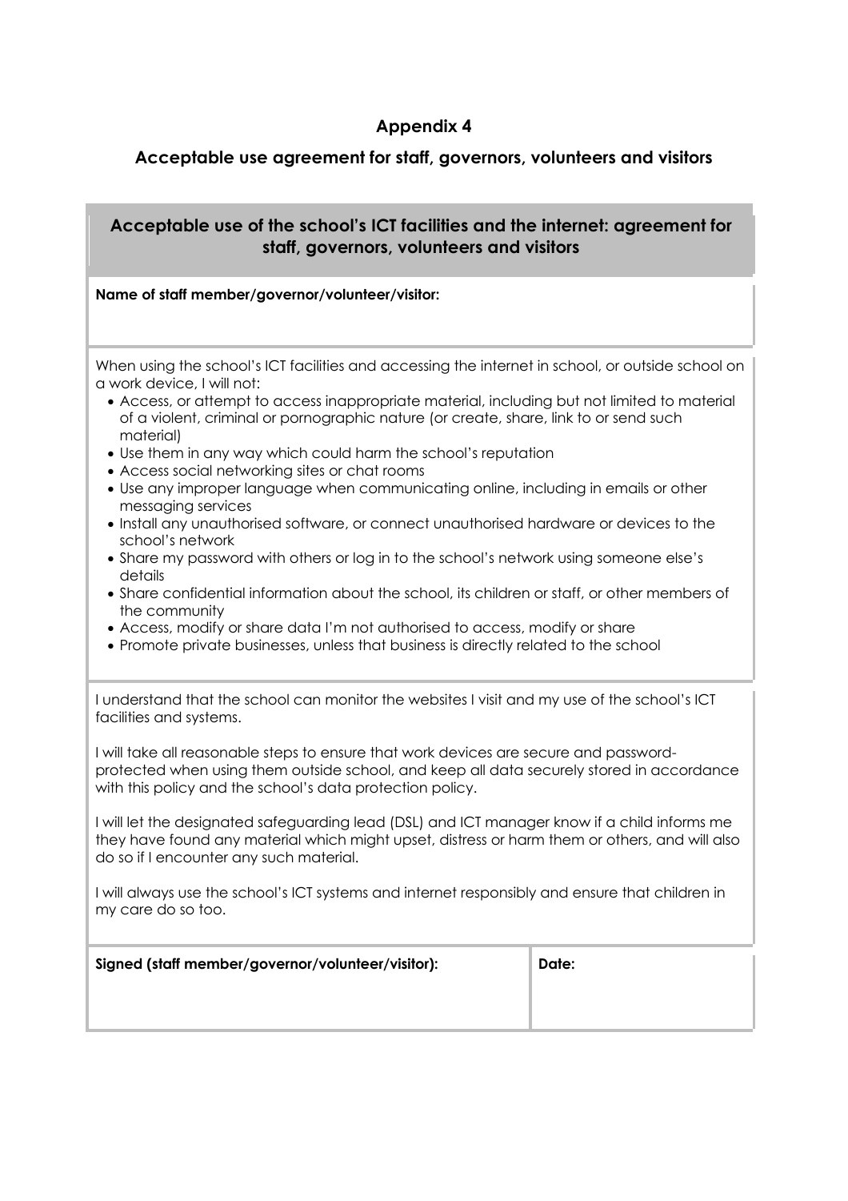## Appendix 4

### Acceptable use agreement for staff, governors, volunteers and visitors

### Acceptable use of the school's ICT facilities and the internet: agreement for staff, governors, volunteers and visitors

**Name of staff member/governor/volunteer/visitor:**

When using the school's ICT facilities and accessing the internet in school, or outside school on a work device, I will not:

- Access, or attempt to access inappropriate material, including but not limited to material of a violent, criminal or pornographic nature (or create, share, link to or send such material)
- Use them in any way which could harm the school's reputation
- Access social networking sites or chat rooms
- Use any improper language when communicating online, including in emails or other messaging services
- Install any unauthorised software, or connect unauthorised hardware or devices to the school's network
- Share my password with others or log in to the school's network using someone else's details
- Share confidential information about the school, its children or staff, or other members of the community
- Access, modify or share data I'm not authorised to access, modify or share
- Promote private businesses, unless that business is directly related to the school

I understand that the school can monitor the websites I visit and my use of the school's ICT facilities and systems.

I will take all reasonable steps to ensure that work devices are secure and password-protected when using them outside school, and keep all data securely stored in accordance with this policy and the school's data protection policy.

I will let the designated safeguarding lead (DSL) and ICT manager know if a child informs me they have found any material which might upset, distress or harm them or others, and will also do so if I encounter any such material.

I will always use the school's ICT systems and internet responsibly and ensure that children in my care do so too.

| Signed (staff member/governor/volunteer/visitor): | Date: |
| --- | --- |
| | |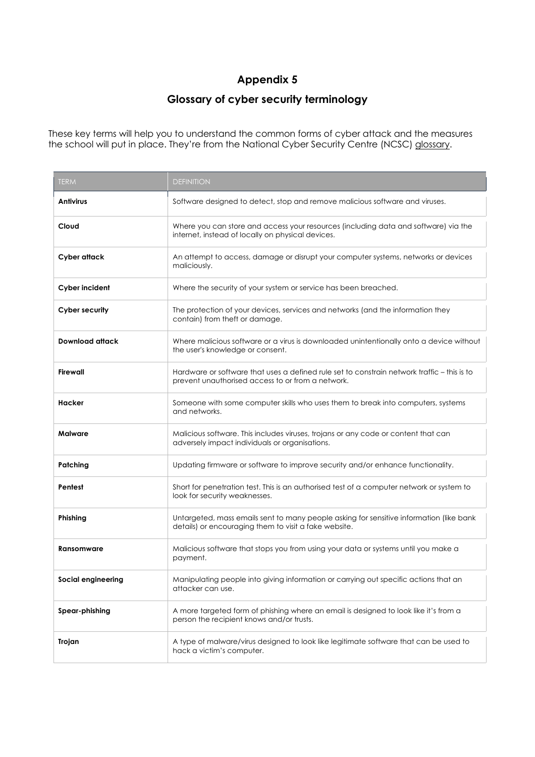# Appendix 5

## Glossary of cyber security terminology

These key terms will help you to understand the common forms of cyber attack and the measures the school will put in place. They're from the National Cyber Security Centre (NCSC) glossary.

| TERM | DEFINITION |
|---|---|
| **Antivirus** | Software designed to detect, stop and remove malicious software and viruses. |
| **Cloud** | Where you can store and access your resources (including data and software) via the internet, instead of locally on physical devices. |
| **Cyber attack** | An attempt to access, damage or disrupt your computer systems, networks or devices maliciously. |
| **Cyber incident** | Where the security of your system or service has been breached. |
| **Cyber security** | The protection of your devices, services and networks (and the information they contain) from theft or damage. |
| **Download attack** | Where malicious software or a virus is downloaded unintentionally onto a device without the user's knowledge or consent. |
| **Firewall** | Hardware or software that uses a defined rule set to constrain network traffic – this is to prevent unauthorised access to or from a network. |
| **Hacker** | Someone with some computer skills who uses them to break into computers, systems and networks. |
| **Malware** | Malicious software. This includes viruses, trojans or any code or content that can adversely impact individuals or organisations. |
| **Patching** | Updating firmware or software to improve security and/or enhance functionality. |
| **Pentest** | Short for penetration test. This is an authorised test of a computer network or system to look for security weaknesses. |
| **Phishing** | Untargeted, mass emails sent to many people asking for sensitive information (like bank details) or encouraging them to visit a fake website. |
| **Ransomware** | Malicious software that stops you from using your data or systems until you make a payment. |
| **Social engineering** | Manipulating people into giving information or carrying out specific actions that an attacker can use. |
| **Spear-phishing** | A more targeted form of phishing where an email is designed to look like it's from a person the recipient knows and/or trusts. |
| **Trojan** | A type of malware/virus designed to look like legitimate software that can be used to hack a victim's computer. |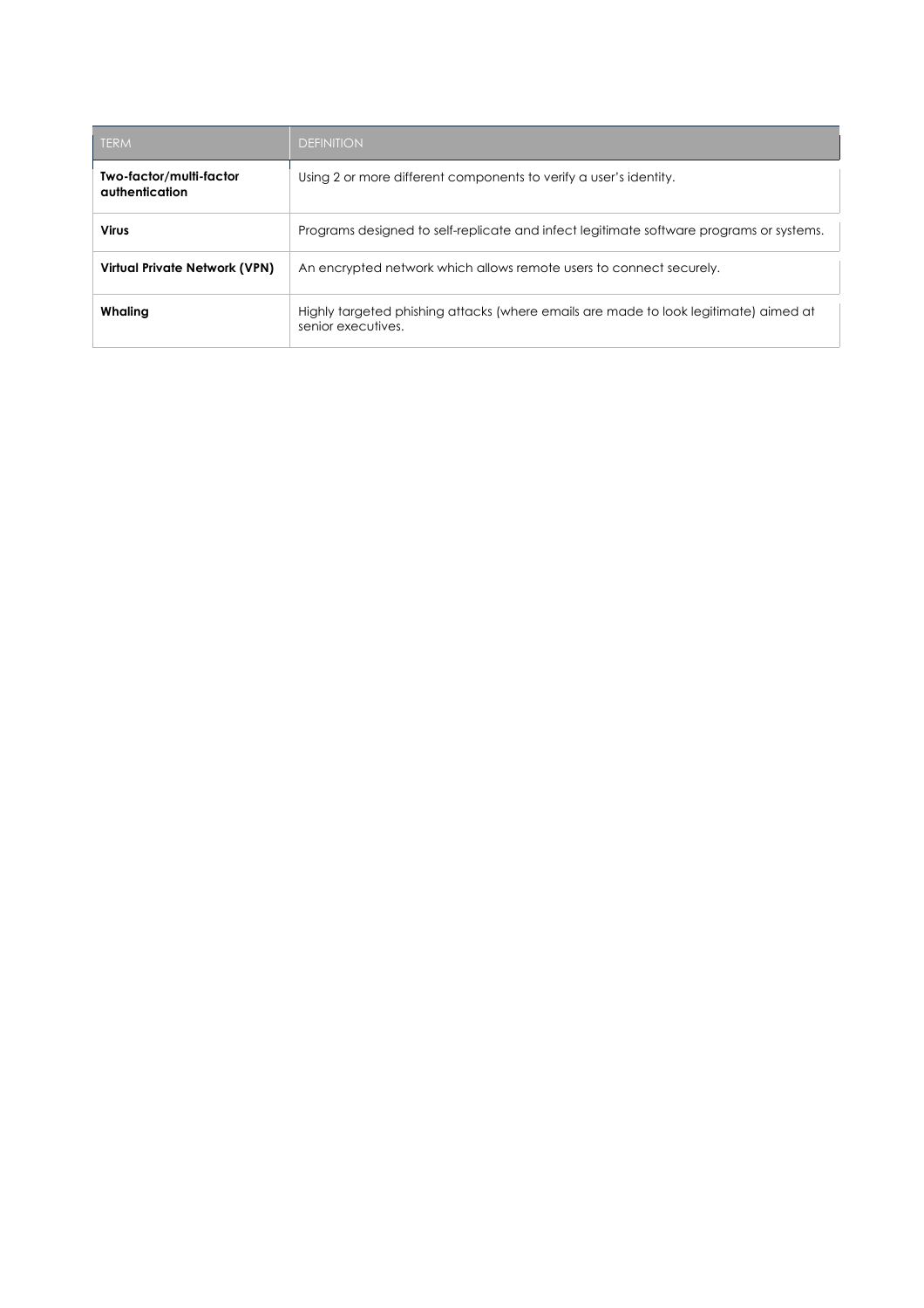| TERM | DEFINITION |
|---|---|
| **Two-factor/multi-factor authentication** | Using 2 or more different components to verify a user's identity. |
| **Virus** | Programs designed to self-replicate and infect legitimate software programs or systems. |
| **Virtual Private Network (VPN)** | An encrypted network which allows remote users to connect securely. |
| **Whaling** | Highly targeted phishing attacks (where emails are made to look legitimate) aimed at senior executives. |